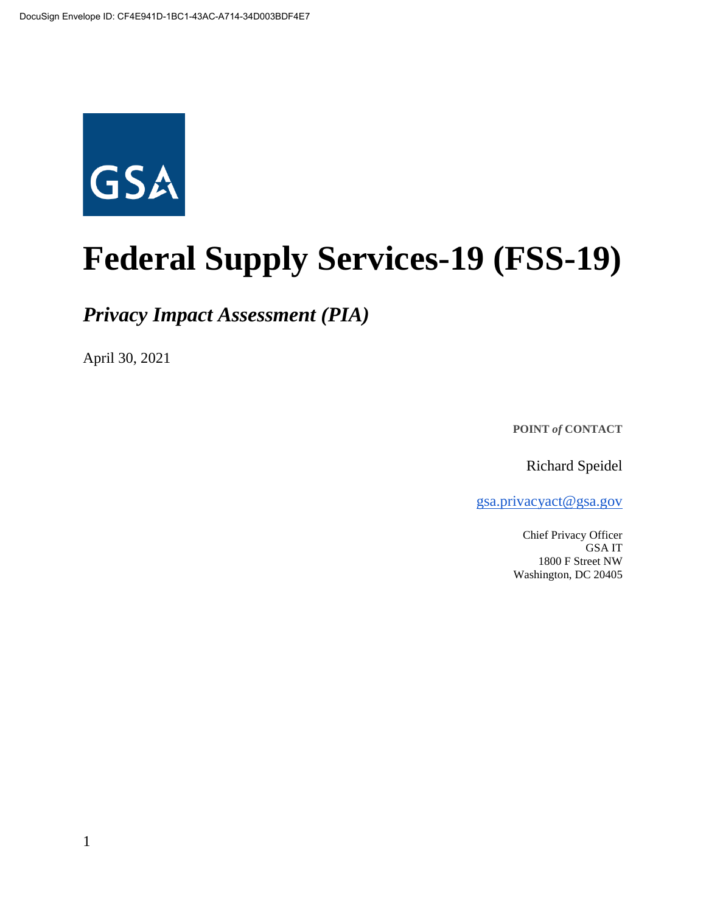DocuSign Envelope ID: CF4E941D-1BC1-43AC-A714-34D003BDF4E7

GSA

# Federal Supply Services-19 (FSS-19)

## *Privacy Impact Assessment (PIA)*

April 30, 2021

**POINT *of* CONTACT**

Richard Speidel

gsa.privacyact@gsa.gov

Chief Privacy Officer
GSA IT
1800 F Street NW
Washington, DC 20405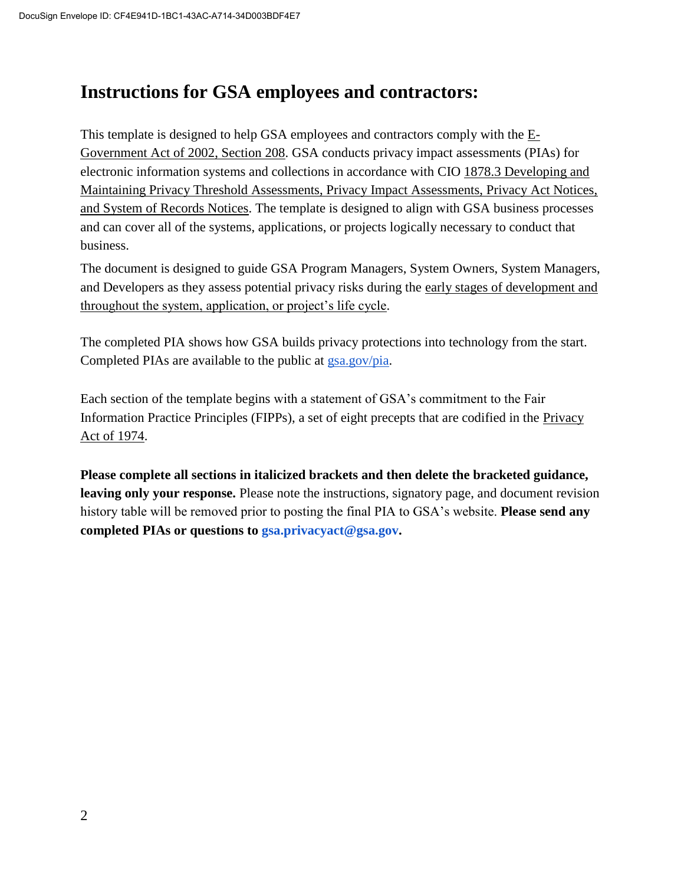# Instructions for GSA employees and contractors:

This template is designed to help GSA employees and contractors comply with the E-Government Act of 2002, Section 208. GSA conducts privacy impact assessments (PIAs) for electronic information systems and collections in accordance with CIO 1878.3 Developing and Maintaining Privacy Threshold Assessments, Privacy Impact Assessments, Privacy Act Notices, and System of Records Notices. The template is designed to align with GSA business processes and can cover all of the systems, applications, or projects logically necessary to conduct that business.

The document is designed to guide GSA Program Managers, System Owners, System Managers, and Developers as they assess potential privacy risks during the early stages of development and throughout the system, application, or project's life cycle.

The completed PIA shows how GSA builds privacy protections into technology from the start. Completed PIAs are available to the public at gsa.gov/pia.

Each section of the template begins with a statement of GSA's commitment to the Fair Information Practice Principles (FIPPs), a set of eight precepts that are codified in the Privacy Act of 1974.

**Please complete all sections in italicized brackets and then delete the bracketed guidance, leaving only your response.** Please note the instructions, signatory page, and document revision history table will be removed prior to posting the final PIA to GSA's website. **Please send any completed PIAs or questions to gsa.privacyact@gsa.gov.**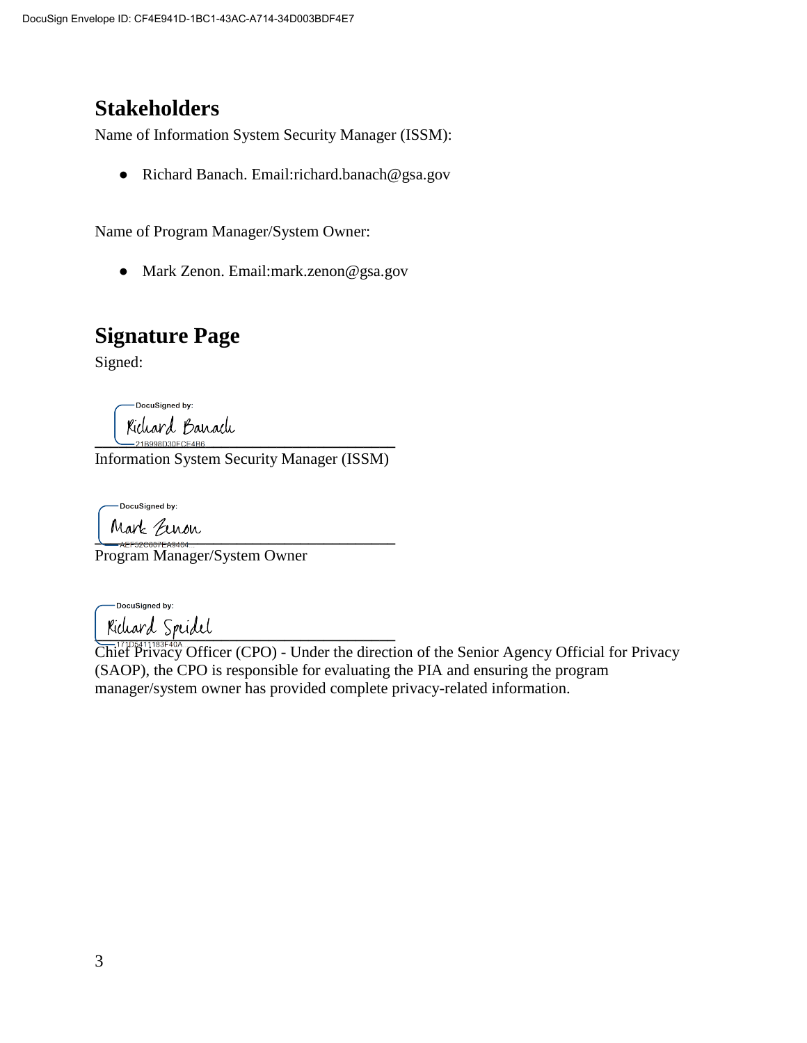## Stakeholders

Name of Information System Security Manager (ISSM):

- Richard Banach. Email:richard.banach@gsa.gov

Name of Program Manager/System Owner:

- Mark Zenon. Email:mark.zenon@gsa.gov

## Signature Page

Signed:

DocuSigned by: Richard Banach
21B998D30FCE4B6
\_\_\_\_\_\_\_\_\_\_\_\_\_\_\_\_\_\_\_\_\_\_\_\_\_\_\_\_\_\_\_\_\_\_\_\_\_\_
Information System Security Manager (ISSM)

DocuSigned by: Mark Zenon
AEF52C887EA9484
\_\_\_\_\_\_\_\_\_\_\_\_\_\_\_\_\_\_\_\_\_\_\_\_\_\_\_\_\_\_\_\_\_\_\_\_\_\_
Program Manager/System Owner

DocuSigned by: Richard Speidel
171D5411183F40A
\_\_\_\_\_\_\_\_\_\_\_\_\_\_\_\_\_\_\_\_\_\_\_\_\_\_\_\_\_\_\_\_\_\_\_\_\_\_
Chief Privacy Officer (CPO) - Under the direction of the Senior Agency Official for Privacy (SAOP), the CPO is responsible for evaluating the PIA and ensuring the program manager/system owner has provided complete privacy-related information.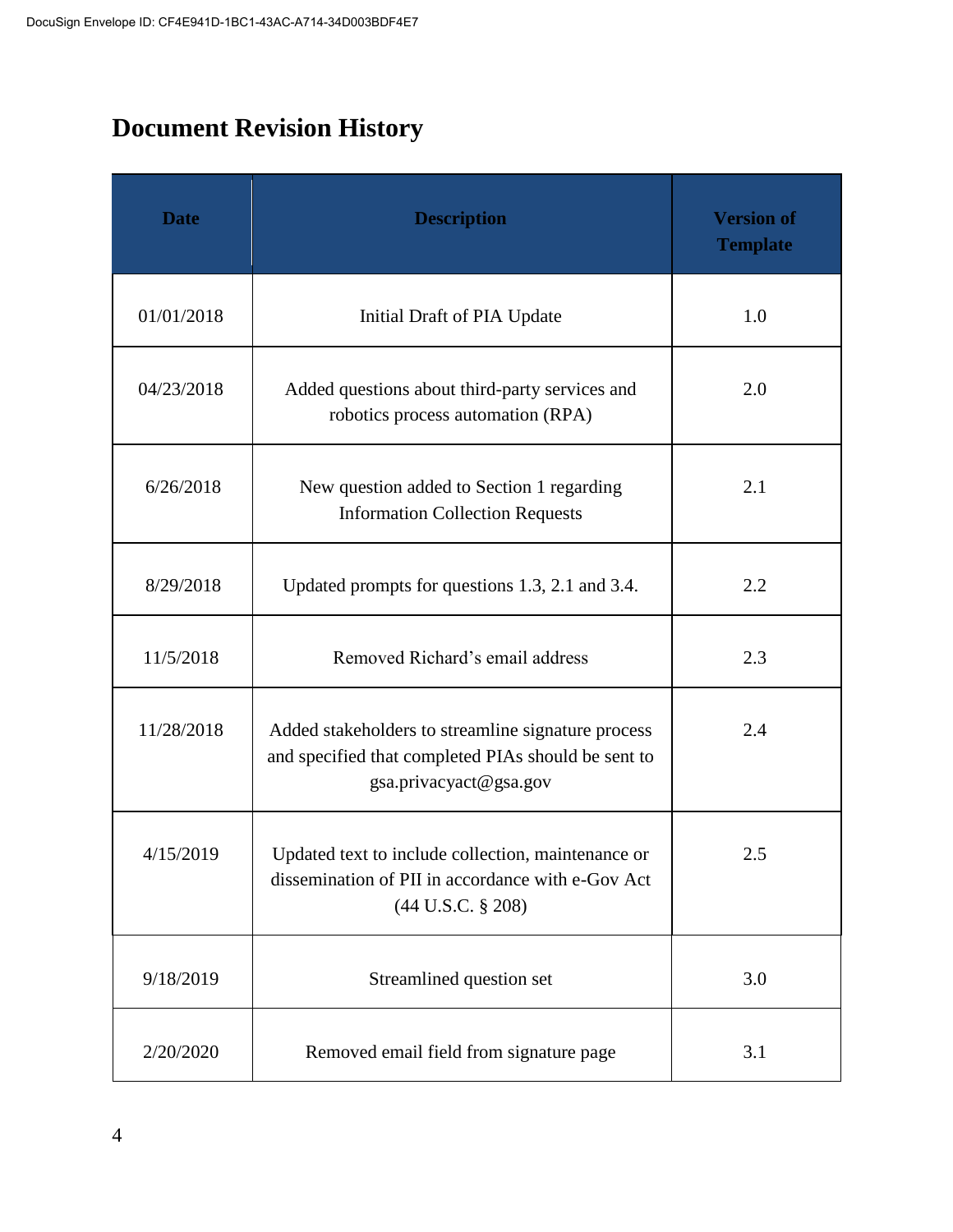# Document Revision History

| Date | Description | Version of Template |
| --- | --- | --- |
| 01/01/2018 | Initial Draft of PIA Update | 1.0 |
| 04/23/2018 | Added questions about third-party services and robotics process automation (RPA) | 2.0 |
| 6/26/2018 | New question added to Section 1 regarding Information Collection Requests | 2.1 |
| 8/29/2018 | Updated prompts for questions 1.3, 2.1 and 3.4. | 2.2 |
| 11/5/2018 | Removed Richard's email address | 2.3 |
| 11/28/2018 | Added stakeholders to streamline signature process and specified that completed PIAs should be sent to gsa.privacyact@gsa.gov | 2.4 |
| 4/15/2019 | Updated text to include collection, maintenance or dissemination of PII in accordance with e-Gov Act (44 U.S.C. § 208) | 2.5 |
| 9/18/2019 | Streamlined question set | 3.0 |
| 2/20/2020 | Removed email field from signature page | 3.1 |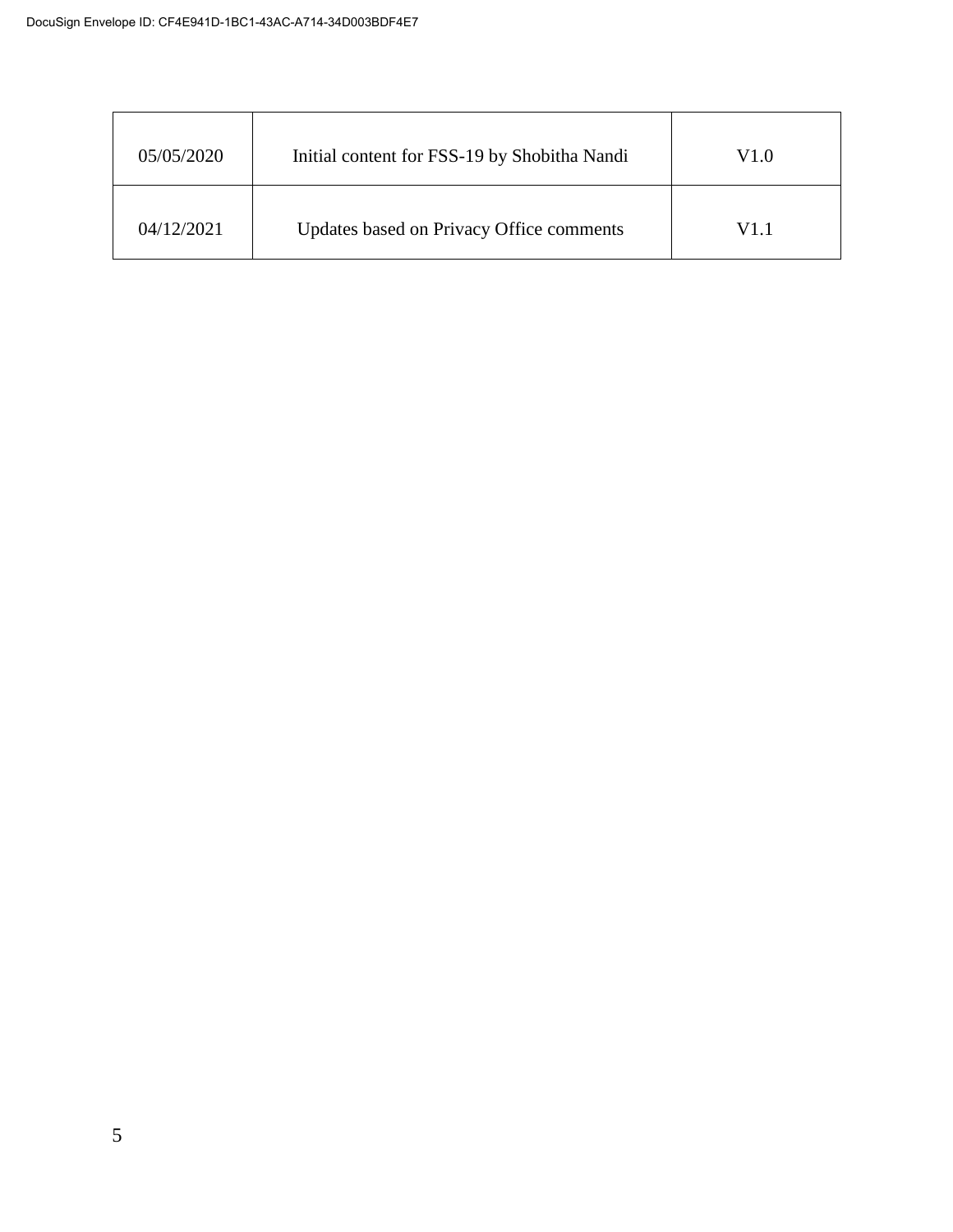| | | |
|---|---|---|
| 05/05/2020 | Initial content for FSS-19 by Shobitha Nandi | V1.0 |
| 04/12/2021 | Updates based on Privacy Office comments | V1.1 |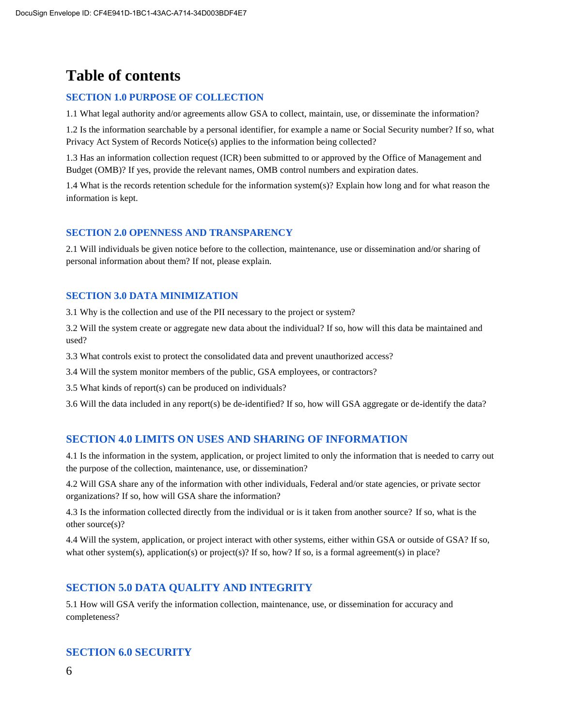# Table of contents

## SECTION 1.0 PURPOSE OF COLLECTION

1.1 What legal authority and/or agreements allow GSA to collect, maintain, use, or disseminate the information?

1.2 Is the information searchable by a personal identifier, for example a name or Social Security number? If so, what Privacy Act System of Records Notice(s) applies to the information being collected?

1.3 Has an information collection request (ICR) been submitted to or approved by the Office of Management and Budget (OMB)? If yes, provide the relevant names, OMB control numbers and expiration dates.

1.4 What is the records retention schedule for the information system(s)? Explain how long and for what reason the information is kept.

## SECTION 2.0 OPENNESS AND TRANSPARENCY

2.1 Will individuals be given notice before to the collection, maintenance, use or dissemination and/or sharing of personal information about them? If not, please explain.

## SECTION 3.0 DATA MINIMIZATION

3.1 Why is the collection and use of the PII necessary to the project or system?

3.2 Will the system create or aggregate new data about the individual? If so, how will this data be maintained and used?

3.3 What controls exist to protect the consolidated data and prevent unauthorized access?

3.4 Will the system monitor members of the public, GSA employees, or contractors?

3.5 What kinds of report(s) can be produced on individuals?

3.6 Will the data included in any report(s) be de-identified? If so, how will GSA aggregate or de-identify the data?

## SECTION 4.0 LIMITS ON USES AND SHARING OF INFORMATION

4.1 Is the information in the system, application, or project limited to only the information that is needed to carry out the purpose of the collection, maintenance, use, or dissemination?

4.2 Will GSA share any of the information with other individuals, Federal and/or state agencies, or private sector organizations? If so, how will GSA share the information?

4.3 Is the information collected directly from the individual or is it taken from another source? If so, what is the other source(s)?

4.4 Will the system, application, or project interact with other systems, either within GSA or outside of GSA? If so, what other system(s), application(s) or project(s)? If so, how? If so, is a formal agreement(s) in place?

## SECTION 5.0 DATA QUALITY AND INTEGRITY

5.1 How will GSA verify the information collection, maintenance, use, or dissemination for accuracy and completeness?

## SECTION 6.0 SECURITY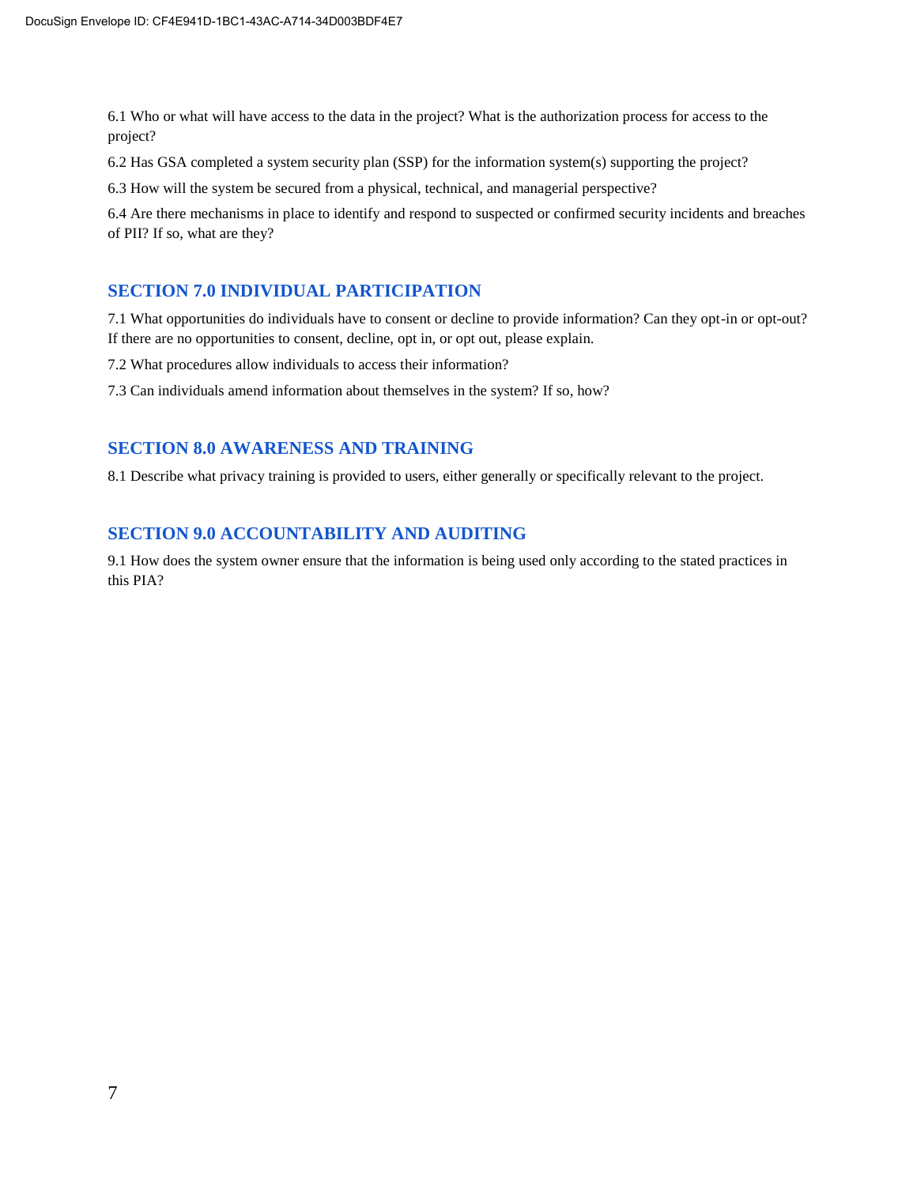6.1 Who or what will have access to the data in the project? What is the authorization process for access to the project?

6.2 Has GSA completed a system security plan (SSP) for the information system(s) supporting the project?

6.3 How will the system be secured from a physical, technical, and managerial perspective?

6.4 Are there mechanisms in place to identify and respond to suspected or confirmed security incidents and breaches of PII? If so, what are they?

## SECTION 7.0 INDIVIDUAL PARTICIPATION

7.1 What opportunities do individuals have to consent or decline to provide information? Can they opt-in or opt-out? If there are no opportunities to consent, decline, opt in, or opt out, please explain.

7.2 What procedures allow individuals to access their information?

7.3 Can individuals amend information about themselves in the system? If so, how?

## SECTION 8.0 AWARENESS AND TRAINING

8.1 Describe what privacy training is provided to users, either generally or specifically relevant to the project.

## SECTION 9.0 ACCOUNTABILITY AND AUDITING

9.1 How does the system owner ensure that the information is being used only according to the stated practices in this PIA?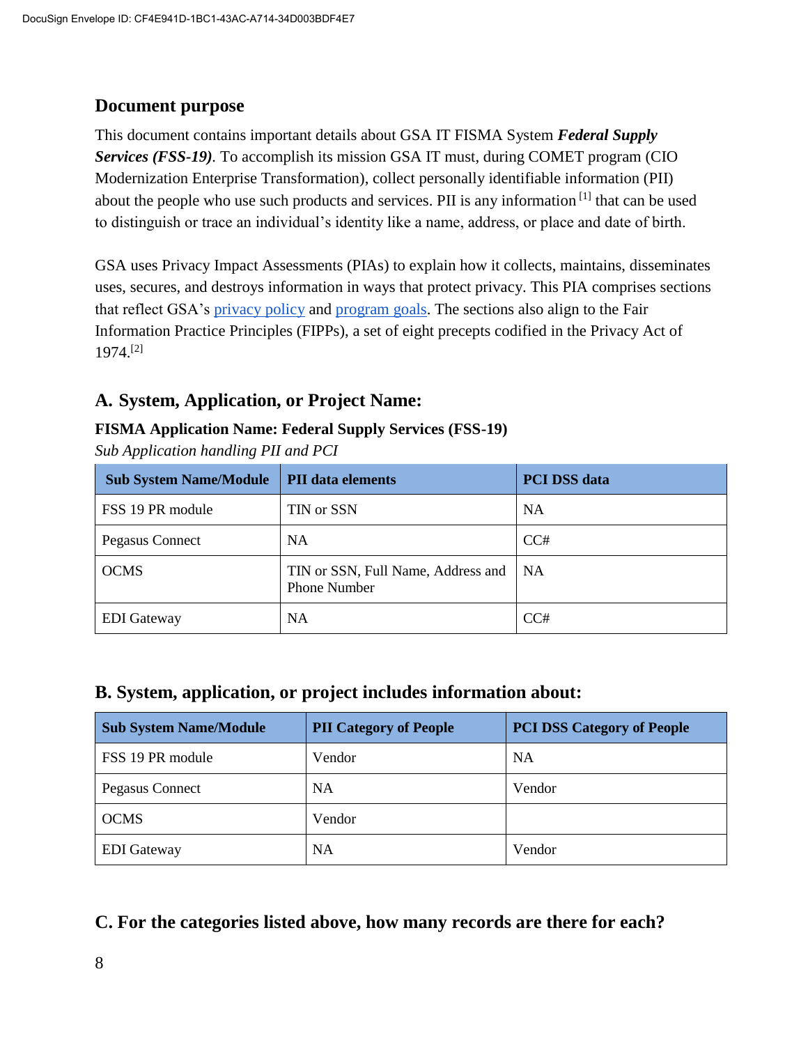## Document purpose

This document contains important details about GSA IT FISMA System ***Federal Supply Services (FSS-19)***. To accomplish its mission GSA IT must, during COMET program (CIO Modernization Enterprise Transformation), collect personally identifiable information (PII) about the people who use such products and services. PII is any information [1] that can be used to distinguish or trace an individual's identity like a name, address, or place and date of birth.

GSA uses Privacy Impact Assessments (PIAs) to explain how it collects, maintains, disseminates uses, secures, and destroys information in ways that protect privacy. This PIA comprises sections that reflect GSA's privacy policy and program goals. The sections also align to the Fair Information Practice Principles (FIPPs), a set of eight precepts codified in the Privacy Act of 1974.[2]

## A. System, Application, or Project Name:

**FISMA Application Name: Federal Supply Services (FSS-19)**

*Sub Application handling PII and PCI*

| Sub System Name/Module | PII data elements | PCI DSS data |
|---|---|---|
| FSS 19 PR module | TIN or SSN | NA |
| Pegasus Connect | NA | CC# |
| OCMS | TIN or SSN, Full Name, Address and Phone Number | NA |
| EDI Gateway | NA | CC# |

## B. System, application, or project includes information about:

| Sub System Name/Module | PII Category of People | PCI DSS Category of People |
|---|---|---|
| FSS 19 PR module | Vendor | NA |
| Pegasus Connect | NA | Vendor |
| OCMS | Vendor | |
| EDI Gateway | NA | Vendor |

## C. For the categories listed above, how many records are there for each?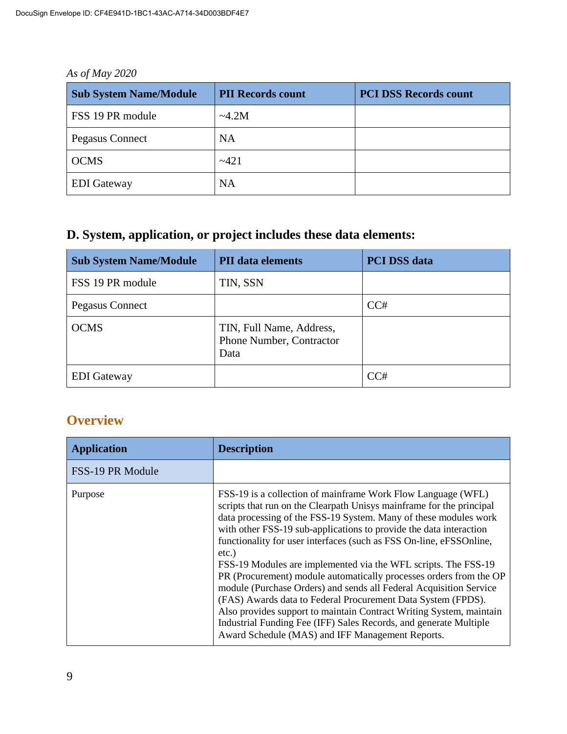*As of May 2020*

| Sub System Name/Module | PII Records count | PCI DSS Records count |
| --- | --- | --- |
| FSS 19 PR module | ~4.2M | |
| Pegasus Connect | NA | |
| OCMS | ~421 | |
| EDI Gateway | NA | |

## D. System, application, or project includes these data elements:

| Sub System Name/Module | PII data elements | PCI DSS data |
| --- | --- | --- |
| FSS 19 PR module | TIN, SSN | |
| Pegasus Connect | | CC# |
| OCMS | TIN, Full Name, Address, Phone Number, Contractor Data | |
| EDI Gateway | | CC# |

## Overview

| Application | Description |
| --- | --- |
| FSS-19 PR Module | |
| Purpose | FSS-19 is a collection of mainframe Work Flow Language (WFL) scripts that run on the Clearpath Unisys mainframe for the principal data processing of the FSS-19 System. Many of these modules work with other FSS-19 sub-applications to provide the data interaction functionality for user interfaces (such as FSS On-line, eFSSOnline, etc.)<br>FSS-19 Modules are implemented via the WFL scripts. The FSS-19 PR (Procurement) module automatically processes orders from the OP module (Purchase Orders) and sends all Federal Acquisition Service (FAS) Awards data to Federal Procurement Data System (FPDS). Also provides support to maintain Contract Writing System, maintain Industrial Funding Fee (IFF) Sales Records, and generate Multiple Award Schedule (MAS) and IFF Management Reports. |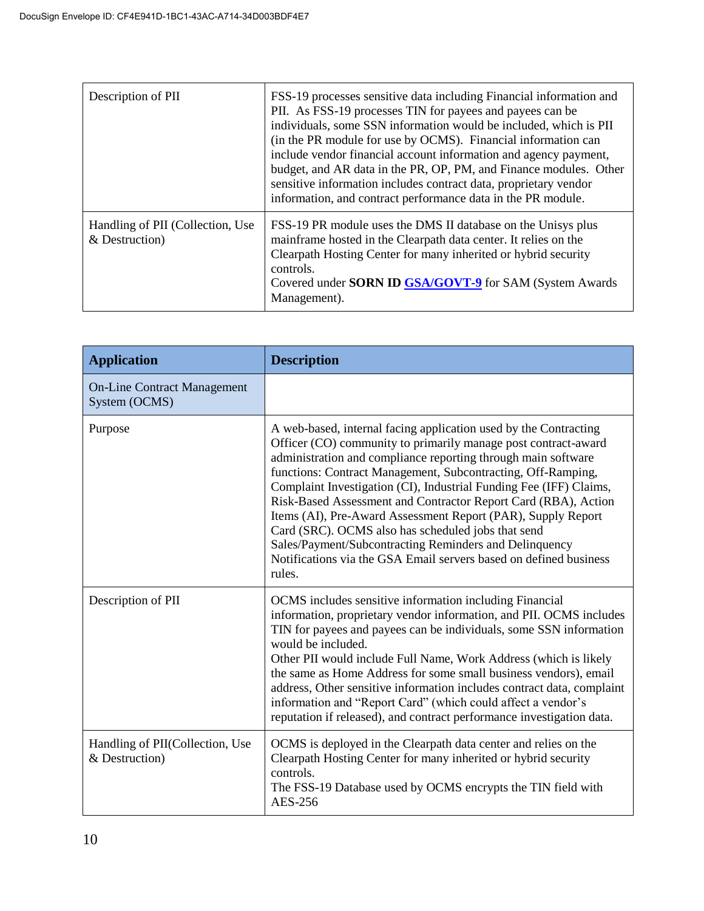| | |
|---|---|
| Description of PII | FSS-19 processes sensitive data including Financial information and PII. As FSS-19 processes TIN for payees and payees can be individuals, some SSN information would be included, which is PII (in the PR module for use by OCMS). Financial information can include vendor financial account information and agency payment, budget, and AR data in the PR, OP, PM, and Finance modules. Other sensitive information includes contract data, proprietary vendor information, and contract performance data in the PR module. |
| Handling of PII (Collection, Use & Destruction) | FSS-19 PR module uses the DMS II database on the Unisys plus mainframe hosted in the Clearpath data center. It relies on the Clearpath Hosting Center for many inherited or hybrid security controls.<br>Covered under **SORN ID** **GSA/GOVT-9** for SAM (System Awards Management). |

| **Application** | **Description** |
|---|---|
| On-Line Contract Management System (OCMS) | |
| Purpose | A web-based, internal facing application used by the Contracting Officer (CO) community to primarily manage post contract-award administration and compliance reporting through main software functions: Contract Management, Subcontracting, Off-Ramping, Complaint Investigation (CI), Industrial Funding Fee (IFF) Claims, Risk-Based Assessment and Contractor Report Card (RBA), Action Items (AI), Pre-Award Assessment Report (PAR), Supply Report Card (SRC). OCMS also has scheduled jobs that send Sales/Payment/Subcontracting Reminders and Delinquency Notifications via the GSA Email servers based on defined business rules. |
| Description of PII | OCMS includes sensitive information including Financial information, proprietary vendor information, and PII. OCMS includes TIN for payees and payees can be individuals, some SSN information would be included.<br>Other PII would include Full Name, Work Address (which is likely the same as Home Address for some small business vendors), email address, Other sensitive information includes contract data, complaint information and "Report Card" (which could affect a vendor's reputation if released), and contract performance investigation data. |
| Handling of PII(Collection, Use & Destruction) | OCMS is deployed in the Clearpath data center and relies on the Clearpath Hosting Center for many inherited or hybrid security controls.<br>The FSS-19 Database used by OCMS encrypts the TIN field with AES-256 |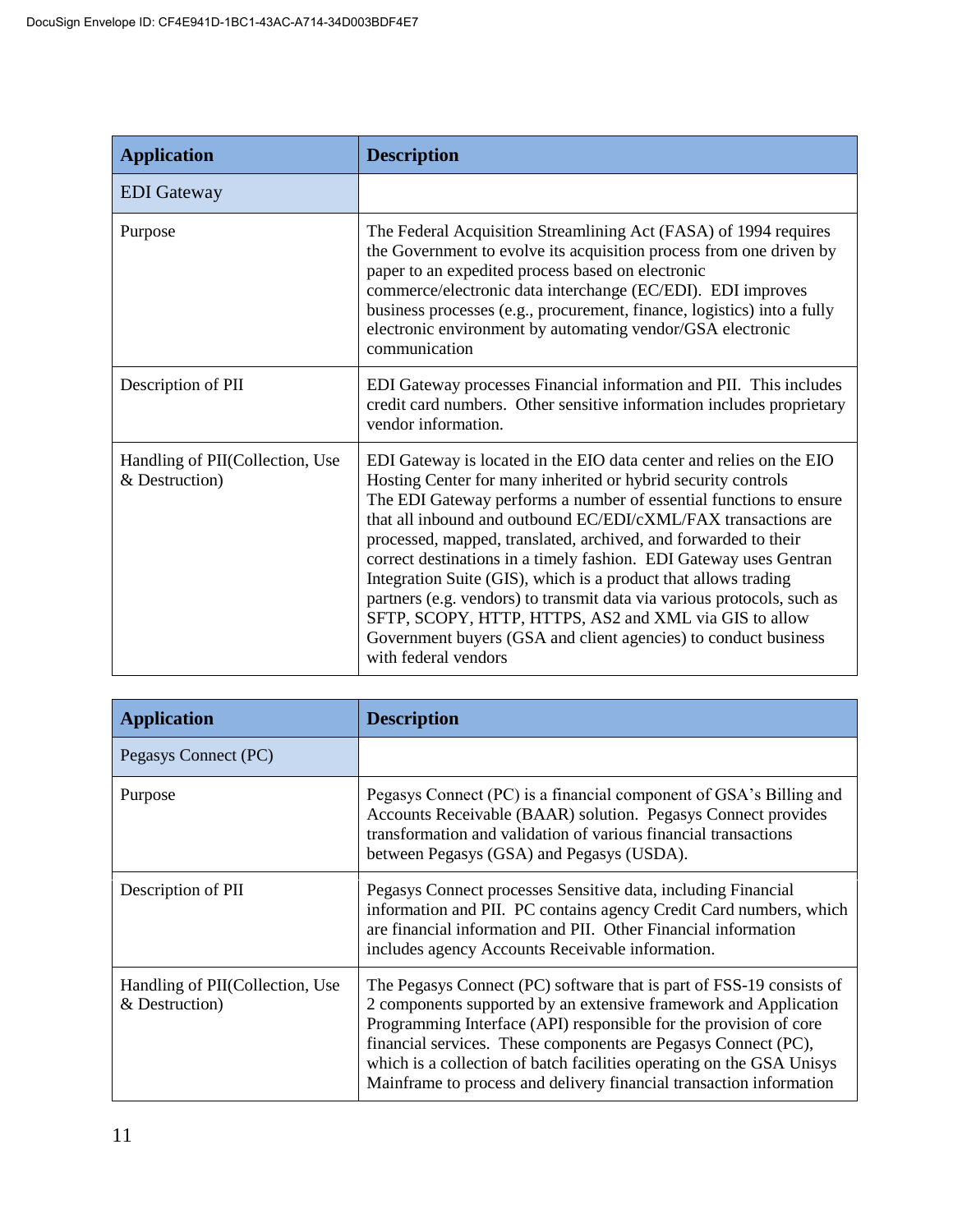| Application | Description |
| --- | --- |
| EDI Gateway | |
| Purpose | The Federal Acquisition Streamlining Act (FASA) of 1994 requires the Government to evolve its acquisition process from one driven by paper to an expedited process based on electronic commerce/electronic data interchange (EC/EDI). EDI improves business processes (e.g., procurement, finance, logistics) into a fully electronic environment by automating vendor/GSA electronic communication |
| Description of PII | EDI Gateway processes Financial information and PII. This includes credit card numbers. Other sensitive information includes proprietary vendor information. |
| Handling of PII(Collection, Use & Destruction) | EDI Gateway is located in the EIO data center and relies on the EIO Hosting Center for many inherited or hybrid security controls The EDI Gateway performs a number of essential functions to ensure that all inbound and outbound EC/EDI/cXML/FAX transactions are processed, mapped, translated, archived, and forwarded to their correct destinations in a timely fashion. EDI Gateway uses Gentran Integration Suite (GIS), which is a product that allows trading partners (e.g. vendors) to transmit data via various protocols, such as SFTP, SCOPY, HTTP, HTTPS, AS2 and XML via GIS to allow Government buyers (GSA and client agencies) to conduct business with federal vendors |

| Application | Description |
| --- | --- |
| Pegasys Connect (PC) | |
| Purpose | Pegasys Connect (PC) is a financial component of GSA's Billing and Accounts Receivable (BAAR) solution. Pegasys Connect provides transformation and validation of various financial transactions between Pegasys (GSA) and Pegasys (USDA). |
| Description of PII | Pegasys Connect processes Sensitive data, including Financial information and PII. PC contains agency Credit Card numbers, which are financial information and PII. Other Financial information includes agency Accounts Receivable information. |
| Handling of PII(Collection, Use & Destruction) | The Pegasys Connect (PC) software that is part of FSS-19 consists of 2 components supported by an extensive framework and Application Programming Interface (API) responsible for the provision of core financial services. These components are Pegasys Connect (PC), which is a collection of batch facilities operating on the GSA Unisys Mainframe to process and delivery financial transaction information |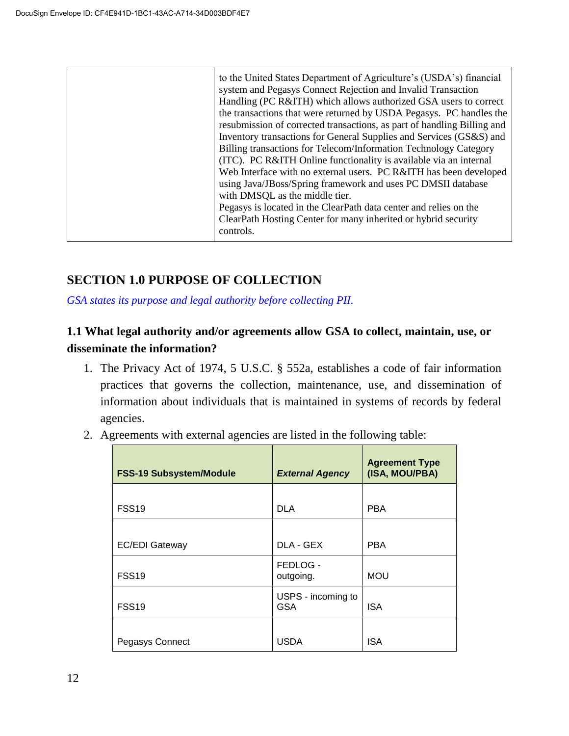| | |
|---|---|
| | to the United States Department of Agriculture's (USDA's) financial system and Pegasys Connect Rejection and Invalid Transaction Handling (PC R&ITH) which allows authorized GSA users to correct the transactions that were returned by USDA Pegasys. PC handles the resubmission of corrected transactions, as part of handling Billing and Inventory transactions for General Supplies and Services (GS&S) and Billing transactions for Telecom/Information Technology Category (ITC). PC R&ITH Online functionality is available via an internal Web Interface with no external users. PC R&ITH has been developed using Java/JBoss/Spring framework and uses PC DMSII database with DMSQL as the middle tier.<br>Pegasys is located in the ClearPath data center and relies on the ClearPath Hosting Center for many inherited or hybrid security controls. |

## SECTION 1.0 PURPOSE OF COLLECTION

*GSA states its purpose and legal authority before collecting PII.*

### 1.1 What legal authority and/or agreements allow GSA to collect, maintain, use, or disseminate the information?

1. The Privacy Act of 1974, 5 U.S.C. § 552a, establishes a code of fair information practices that governs the collection, maintenance, use, and dissemination of information about individuals that is maintained in systems of records by federal agencies.
2. Agreements with external agencies are listed in the following table:

| FSS-19 Subsystem/Module | *External Agency* | Agreement Type (ISA, MOU/PBA) |
|---|---|---|
| FSS19 | DLA | PBA |
| EC/EDI Gateway | DLA - GEX | PBA |
| FSS19 | FEDLOG - outgoing. | MOU |
| FSS19 | USPS - incoming to GSA | ISA |
| Pegasys Connect | USDA | ISA |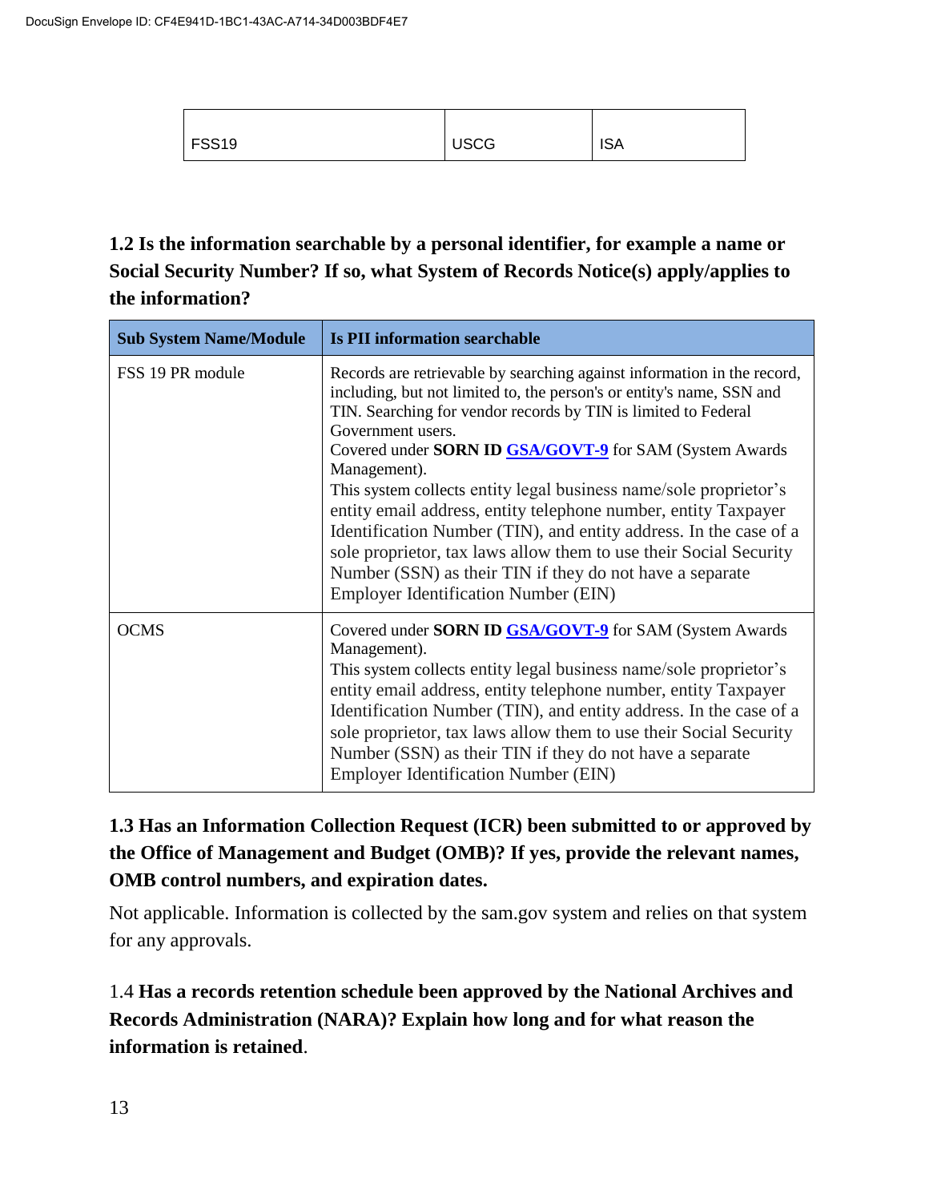| FSS19 | USCG | ISA |
|---|---|---|

### 1.2 Is the information searchable by a personal identifier, for example a name or Social Security Number? If so, what System of Records Notice(s) apply/applies to the information?

| Sub System Name/Module | Is PII information searchable |
|---|---|
| FSS 19 PR module | Records are retrievable by searching against information in the record, including, but not limited to, the person's or entity's name, SSN and TIN. Searching for vendor records by TIN is limited to Federal Government users.<br>Covered under **SORN ID** GSA/GOVT-9 for SAM (System Awards Management).<br>This system collects entity legal business name/sole proprietor's entity email address, entity telephone number, entity Taxpayer Identification Number (TIN), and entity address. In the case of a sole proprietor, tax laws allow them to use their Social Security Number (SSN) as their TIN if they do not have a separate Employer Identification Number (EIN) |
| OCMS | Covered under **SORN ID** GSA/GOVT-9 for SAM (System Awards Management).<br>This system collects entity legal business name/sole proprietor's entity email address, entity telephone number, entity Taxpayer Identification Number (TIN), and entity address. In the case of a sole proprietor, tax laws allow them to use their Social Security Number (SSN) as their TIN if they do not have a separate Employer Identification Number (EIN) |

### 1.3 Has an Information Collection Request (ICR) been submitted to or approved by the Office of Management and Budget (OMB)? If yes, provide the relevant names, OMB control numbers, and expiration dates.

Not applicable. Information is collected by the sam.gov system and relies on that system for any approvals.

### 1.4 Has a records retention schedule been approved by the National Archives and Records Administration (NARA)? Explain how long and for what reason the information is retained.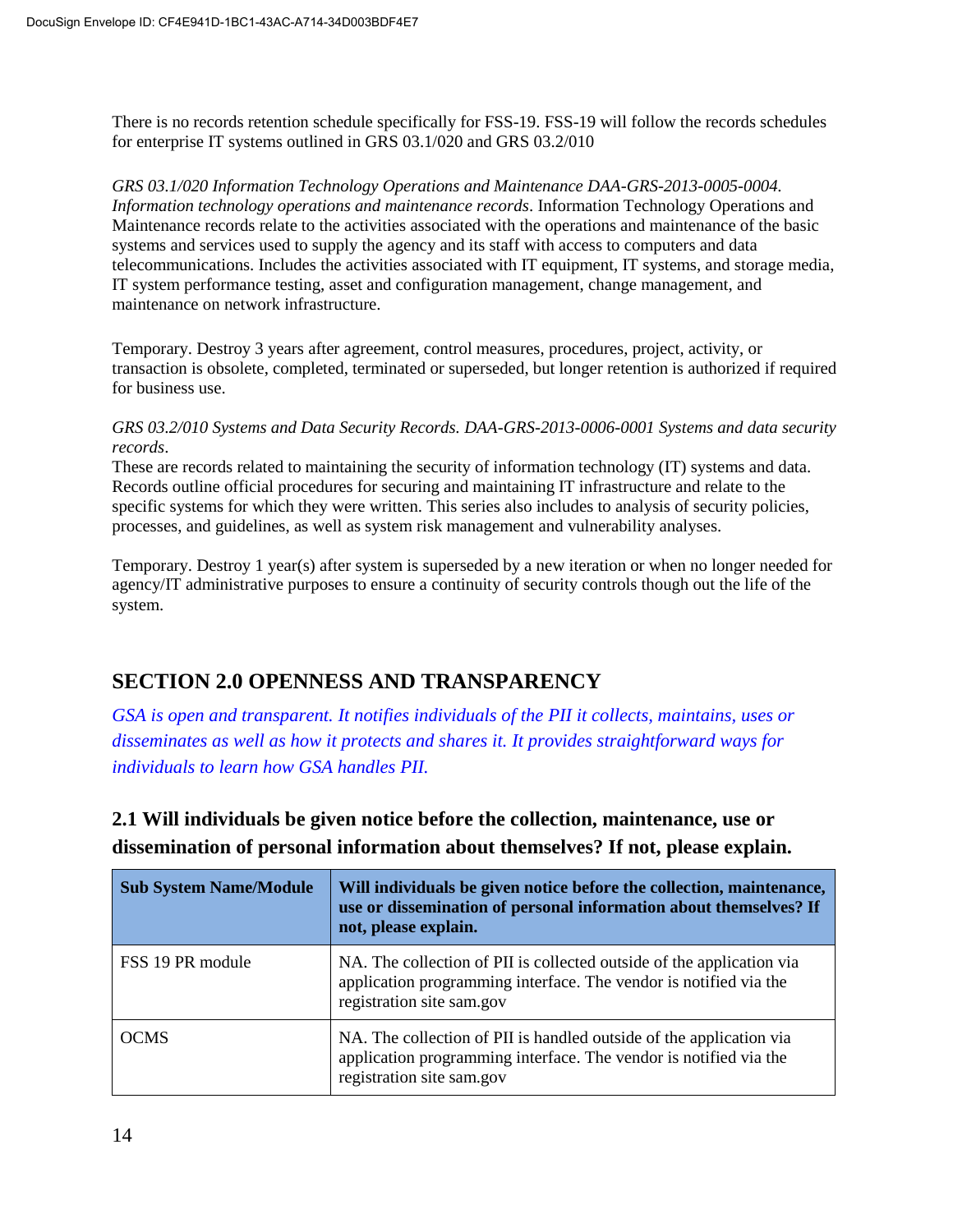There is no records retention schedule specifically for FSS-19. FSS-19 will follow the records schedules for enterprise IT systems outlined in GRS 03.1/020 and GRS 03.2/010

*GRS 03.1/020 Information Technology Operations and Maintenance DAA-GRS-2013-0005-0004. Information technology operations and maintenance records*. Information Technology Operations and Maintenance records relate to the activities associated with the operations and maintenance of the basic systems and services used to supply the agency and its staff with access to computers and data telecommunications. Includes the activities associated with IT equipment, IT systems, and storage media, IT system performance testing, asset and configuration management, change management, and maintenance on network infrastructure.

Temporary. Destroy 3 years after agreement, control measures, procedures, project, activity, or transaction is obsolete, completed, terminated or superseded, but longer retention is authorized if required for business use.

*GRS 03.2/010 Systems and Data Security Records. DAA-GRS-2013-0006-0001 Systems and data security records*.
These are records related to maintaining the security of information technology (IT) systems and data. Records outline official procedures for securing and maintaining IT infrastructure and relate to the specific systems for which they were written. This series also includes to analysis of security policies, processes, and guidelines, as well as system risk management and vulnerability analyses.

Temporary. Destroy 1 year(s) after system is superseded by a new iteration or when no longer needed for agency/IT administrative purposes to ensure a continuity of security controls though out the life of the system.

## SECTION 2.0 OPENNESS AND TRANSPARENCY

*GSA is open and transparent. It notifies individuals of the PII it collects, maintains, uses or disseminates as well as how it protects and shares it. It provides straightforward ways for individuals to learn how GSA handles PII.*

### 2.1 Will individuals be given notice before the collection, maintenance, use or dissemination of personal information about themselves? If not, please explain.

| Sub System Name/Module | Will individuals be given notice before the collection, maintenance, use or dissemination of personal information about themselves? If not, please explain. |
|---|---|
| FSS 19 PR module | NA. The collection of PII is collected outside of the application via application programming interface. The vendor is notified via the registration site sam.gov |
| OCMS | NA. The collection of PII is handled outside of the application via application programming interface. The vendor is notified via the registration site sam.gov |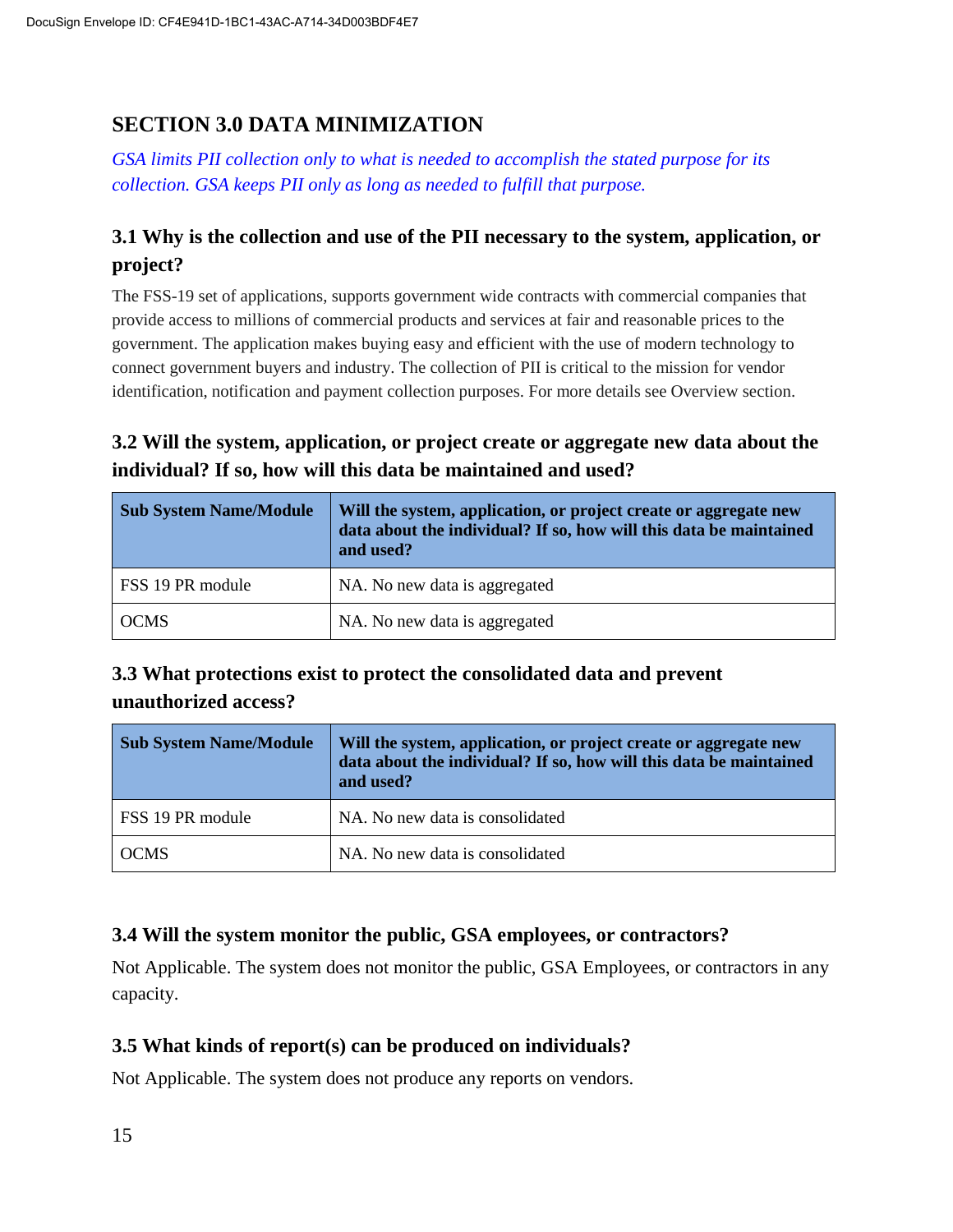## SECTION 3.0 DATA MINIMIZATION

*GSA limits PII collection only to what is needed to accomplish the stated purpose for its collection. GSA keeps PII only as long as needed to fulfill that purpose.*

### 3.1 Why is the collection and use of the PII necessary to the system, application, or project?

The FSS-19 set of applications, supports government wide contracts with commercial companies that provide access to millions of commercial products and services at fair and reasonable prices to the government. The application makes buying easy and efficient with the use of modern technology to connect government buyers and industry. The collection of PII is critical to the mission for vendor identification, notification and payment collection purposes. For more details see Overview section.

### 3.2 Will the system, application, or project create or aggregate new data about the individual? If so, how will this data be maintained and used?

| Sub System Name/Module | Will the system, application, or project create or aggregate new data about the individual? If so, how will this data be maintained and used? |
|---|---|
| FSS 19 PR module | NA. No new data is aggregated |
| OCMS | NA. No new data is aggregated |

### 3.3 What protections exist to protect the consolidated data and prevent unauthorized access?

| Sub System Name/Module | Will the system, application, or project create or aggregate new data about the individual? If so, how will this data be maintained and used? |
|---|---|
| FSS 19 PR module | NA. No new data is consolidated |
| OCMS | NA. No new data is consolidated |

### 3.4 Will the system monitor the public, GSA employees, or contractors?

Not Applicable. The system does not monitor the public, GSA Employees, or contractors in any capacity.

### 3.5 What kinds of report(s) can be produced on individuals?

Not Applicable. The system does not produce any reports on vendors.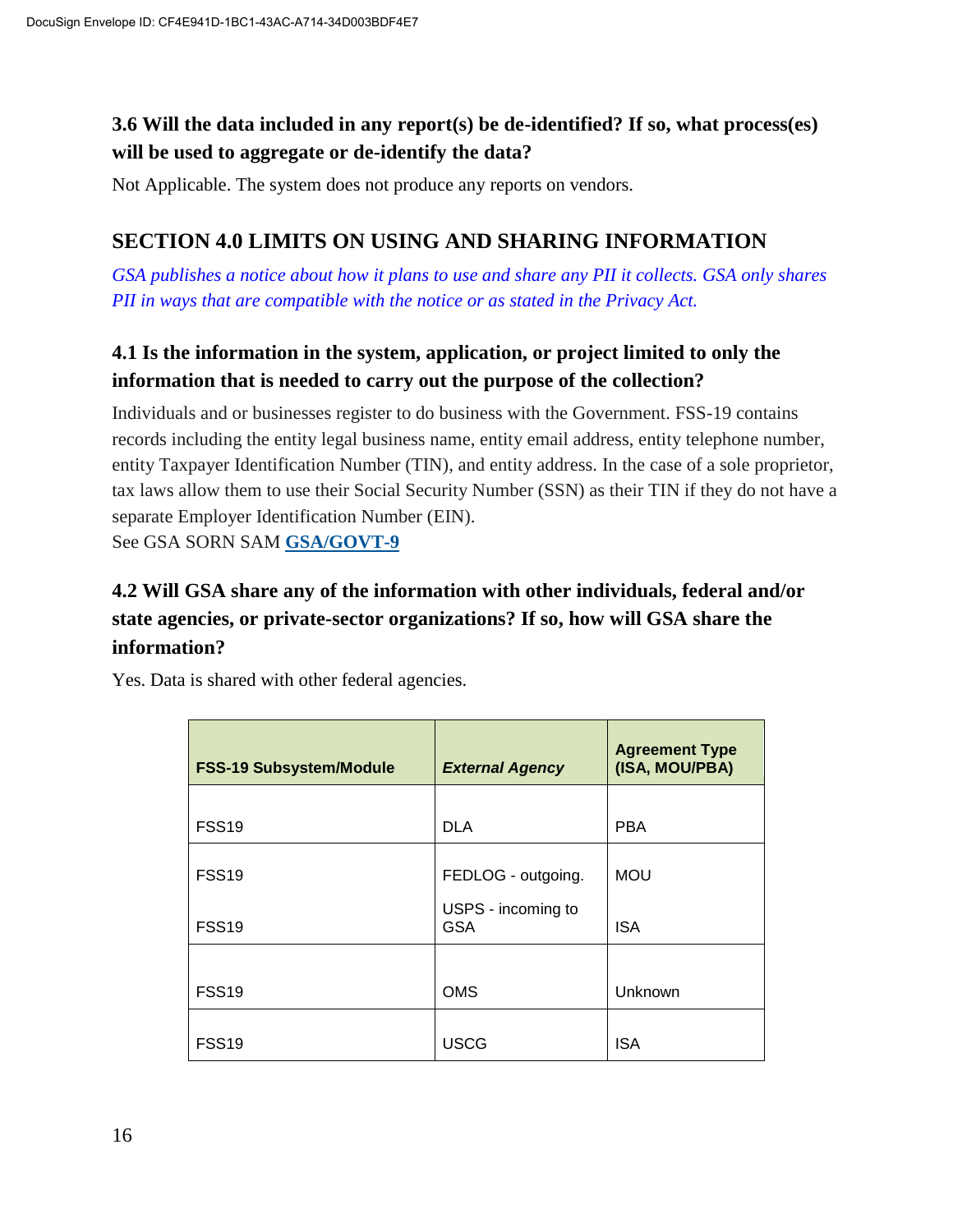### 3.6 Will the data included in any report(s) be de-identified? If so, what process(es) will be used to aggregate or de-identify the data?

Not Applicable. The system does not produce any reports on vendors.

## SECTION 4.0 LIMITS ON USING AND SHARING INFORMATION

*GSA publishes a notice about how it plans to use and share any PII it collects. GSA only shares PII in ways that are compatible with the notice or as stated in the Privacy Act.*

### 4.1 Is the information in the system, application, or project limited to only the information that is needed to carry out the purpose of the collection?

Individuals and or businesses register to do business with the Government. FSS-19 contains records including the entity legal business name, entity email address, entity telephone number, entity Taxpayer Identification Number (TIN), and entity address. In the case of a sole proprietor, tax laws allow them to use their Social Security Number (SSN) as their TIN if they do not have a separate Employer Identification Number (EIN).
See GSA SORN SAM **GSA/GOVT-9**

### 4.2 Will GSA share any of the information with other individuals, federal and/or state agencies, or private-sector organizations? If so, how will GSA share the information?

Yes. Data is shared with other federal agencies.

| FSS-19 Subsystem/Module | *External Agency* | Agreement Type (ISA, MOU/PBA) |
| --- | --- | --- |
| FSS19 | DLA | PBA |
| FSS19 | FEDLOG - outgoing. | MOU |
| FSS19 | USPS - incoming to GSA | ISA |
| FSS19 | OMS | Unknown |
| FSS19 | USCG | ISA |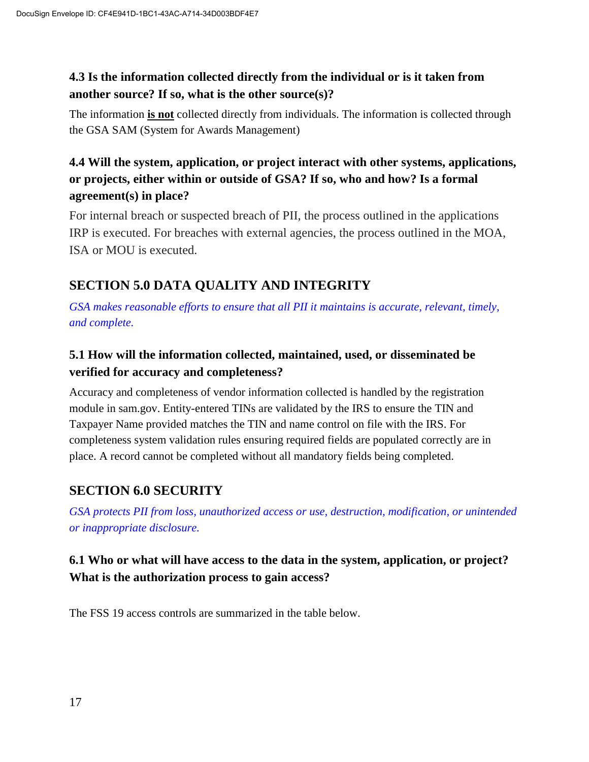### 4.3 Is the information collected directly from the individual or is it taken from another source? If so, what is the other source(s)?

The information **is not** collected directly from individuals. The information is collected through the GSA SAM (System for Awards Management)

### 4.4 Will the system, application, or project interact with other systems, applications, or projects, either within or outside of GSA? If so, who and how? Is a formal agreement(s) in place?

For internal breach or suspected breach of PII, the process outlined in the applications IRP is executed. For breaches with external agencies, the process outlined in the MOA, ISA or MOU is executed.

## SECTION 5.0 DATA QUALITY AND INTEGRITY

*GSA makes reasonable efforts to ensure that all PII it maintains is accurate, relevant, timely, and complete.*

### 5.1 How will the information collected, maintained, used, or disseminated be verified for accuracy and completeness?

Accuracy and completeness of vendor information collected is handled by the registration module in sam.gov. Entity-entered TINs are validated by the IRS to ensure the TIN and Taxpayer Name provided matches the TIN and name control on file with the IRS. For completeness system validation rules ensuring required fields are populated correctly are in place. A record cannot be completed without all mandatory fields being completed.

## SECTION 6.0 SECURITY

*GSA protects PII from loss, unauthorized access or use, destruction, modification, or unintended or inappropriate disclosure.*

### 6.1 Who or what will have access to the data in the system, application, or project? What is the authorization process to gain access?

The FSS 19 access controls are summarized in the table below.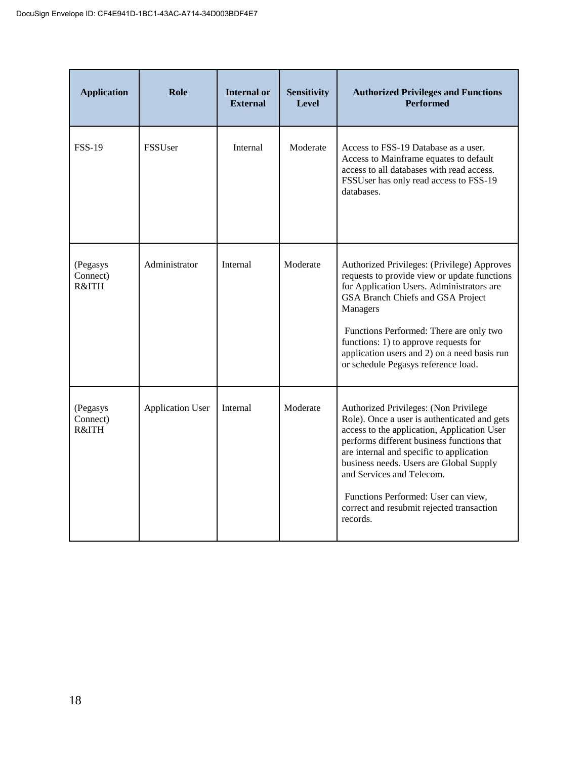| Application | Role | Internal or External | Sensitivity Level | Authorized Privileges and Functions Performed |
|---|---|---|---|---|
| FSS-19 | FSSUser | Internal | Moderate | Access to FSS-19 Database as a user. Access to Mainframe equates to default access to all databases with read access. FSSUser has only read access to FSS-19 databases. |
| (Pegasys Connect) R&ITH | Administrator | Internal | Moderate | Authorized Privileges: (Privilege) Approves requests to provide view or update functions for Application Users. Administrators are GSA Branch Chiefs and GSA Project Managers<br><br>Functions Performed: There are only two functions: 1) to approve requests for application users and 2) on a need basis run or schedule Pegasys reference load. |
| (Pegasys Connect) R&ITH | Application User | Internal | Moderate | Authorized Privileges: (Non Privilege Role). Once a user is authenticated and gets access to the application, Application User performs different business functions that are internal and specific to application business needs. Users are Global Supply and Services and Telecom.<br><br>Functions Performed: User can view, correct and resubmit rejected transaction records. |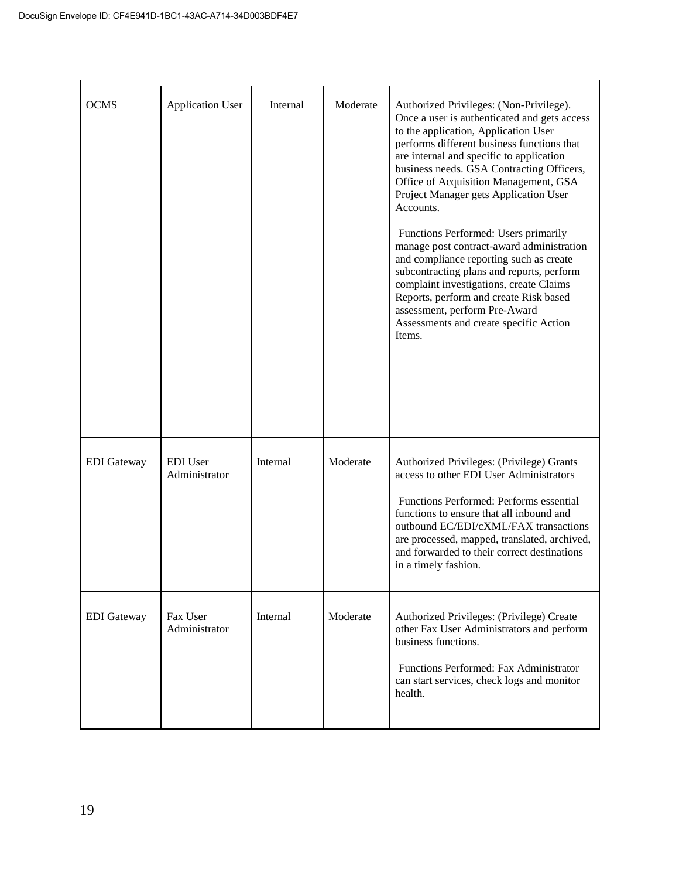| | | | | |
|---|---|---|---|---|
| OCMS | Application User | Internal | Moderate | Authorized Privileges: (Non-Privilege). Once a user is authenticated and gets access to the application, Application User performs different business functions that are internal and specific to application business needs. GSA Contracting Officers, Office of Acquisition Management, GSA Project Manager gets Application User Accounts.<br><br>Functions Performed: Users primarily manage post contract-award administration and compliance reporting such as create subcontracting plans and reports, perform complaint investigations, create Claims Reports, perform and create Risk based assessment, perform Pre-Award Assessments and create specific Action Items. |
| EDI Gateway | EDI User Administrator | Internal | Moderate | Authorized Privileges: (Privilege) Grants access to other EDI User Administrators<br><br>Functions Performed: Performs essential functions to ensure that all inbound and outbound EC/EDI/cXML/FAX transactions are processed, mapped, translated, archived, and forwarded to their correct destinations in a timely fashion. |
| EDI Gateway | Fax User Administrator | Internal | Moderate | Authorized Privileges: (Privilege) Create other Fax User Administrators and perform business functions.<br><br>Functions Performed: Fax Administrator can start services, check logs and monitor health. |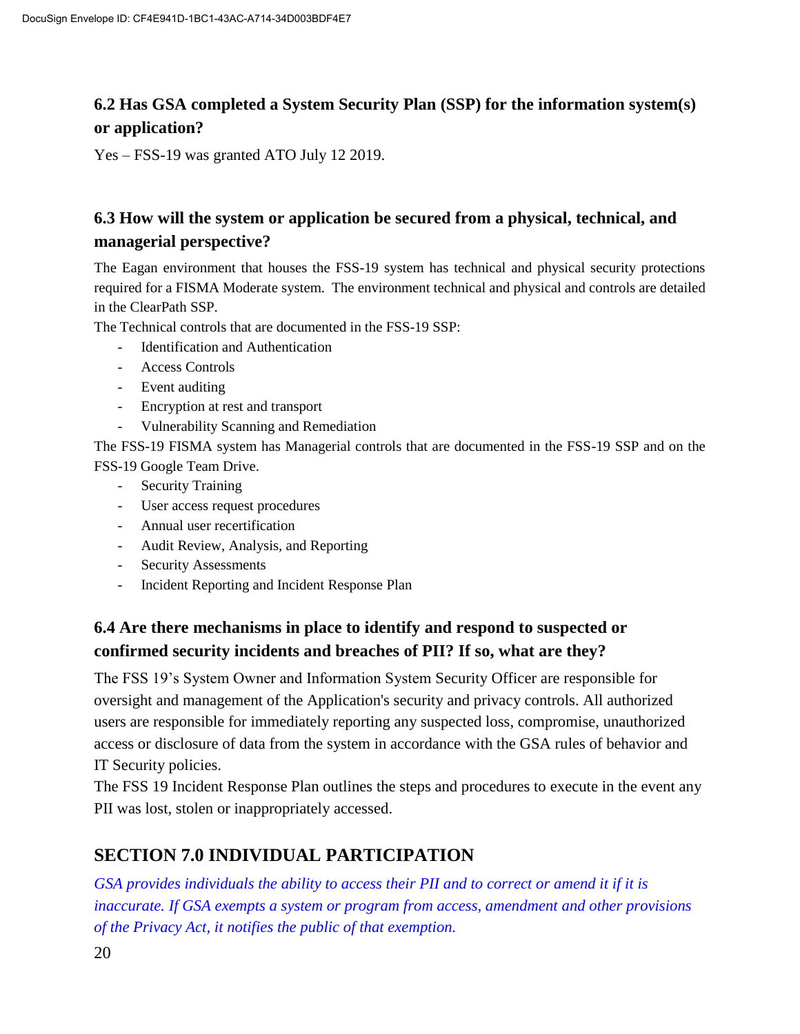### 6.2 Has GSA completed a System Security Plan (SSP) for the information system(s) or application?

Yes – FSS-19 was granted ATO July 12 2019.

### 6.3 How will the system or application be secured from a physical, technical, and managerial perspective?

The Eagan environment that houses the FSS-19 system has technical and physical security protections required for a FISMA Moderate system. The environment technical and physical and controls are detailed in the ClearPath SSP.

The Technical controls that are documented in the FSS-19 SSP:

- Identification and Authentication
- Access Controls
- Event auditing
- Encryption at rest and transport
- Vulnerability Scanning and Remediation

The FSS-19 FISMA system has Managerial controls that are documented in the FSS-19 SSP and on the FSS-19 Google Team Drive.

- Security Training
- User access request procedures
- Annual user recertification
- Audit Review, Analysis, and Reporting
- Security Assessments
- Incident Reporting and Incident Response Plan

### 6.4 Are there mechanisms in place to identify and respond to suspected or confirmed security incidents and breaches of PII? If so, what are they?

The FSS 19's System Owner and Information System Security Officer are responsible for oversight and management of the Application's security and privacy controls. All authorized users are responsible for immediately reporting any suspected loss, compromise, unauthorized access or disclosure of data from the system in accordance with the GSA rules of behavior and IT Security policies.

The FSS 19 Incident Response Plan outlines the steps and procedures to execute in the event any PII was lost, stolen or inappropriately accessed.

## SECTION 7.0 INDIVIDUAL PARTICIPATION

*GSA provides individuals the ability to access their PII and to correct or amend it if it is inaccurate. If GSA exempts a system or program from access, amendment and other provisions of the Privacy Act, it notifies the public of that exemption.*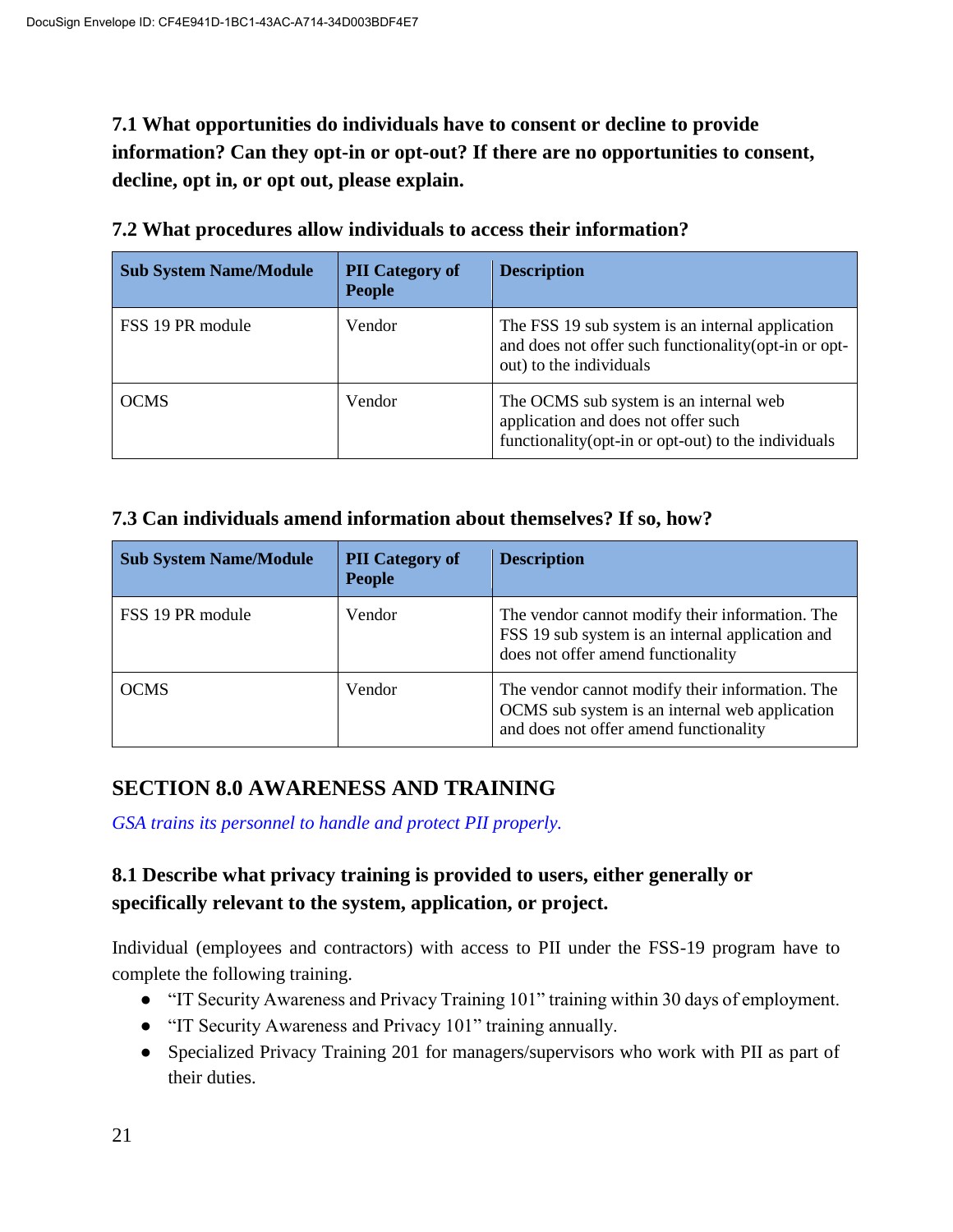### 7.1 What opportunities do individuals have to consent or decline to provide information? Can they opt-in or opt-out? If there are no opportunities to consent, decline, opt in, or opt out, please explain.

### 7.2 What procedures allow individuals to access their information?

| Sub System Name/Module | PII Category of People | Description |
|---|---|---|
| FSS 19 PR module | Vendor | The FSS 19 sub system is an internal application and does not offer such functionality(opt-in or opt-out) to the individuals |
| OCMS | Vendor | The OCMS sub system is an internal web application and does not offer such functionality(opt-in or opt-out) to the individuals |

### 7.3 Can individuals amend information about themselves? If so, how?

| Sub System Name/Module | PII Category of People | Description |
|---|---|---|
| FSS 19 PR module | Vendor | The vendor cannot modify their information. The FSS 19 sub system is an internal application and does not offer amend functionality |
| OCMS | Vendor | The vendor cannot modify their information. The OCMS sub system is an internal web application and does not offer amend functionality |

## SECTION 8.0 AWARENESS AND TRAINING

*GSA trains its personnel to handle and protect PII properly.*

### 8.1 Describe what privacy training is provided to users, either generally or specifically relevant to the system, application, or project.

Individual (employees and contractors) with access to PII under the FSS-19 program have to complete the following training.

- "IT Security Awareness and Privacy Training 101" training within 30 days of employment.
- "IT Security Awareness and Privacy 101" training annually.
- Specialized Privacy Training 201 for managers/supervisors who work with PII as part of their duties.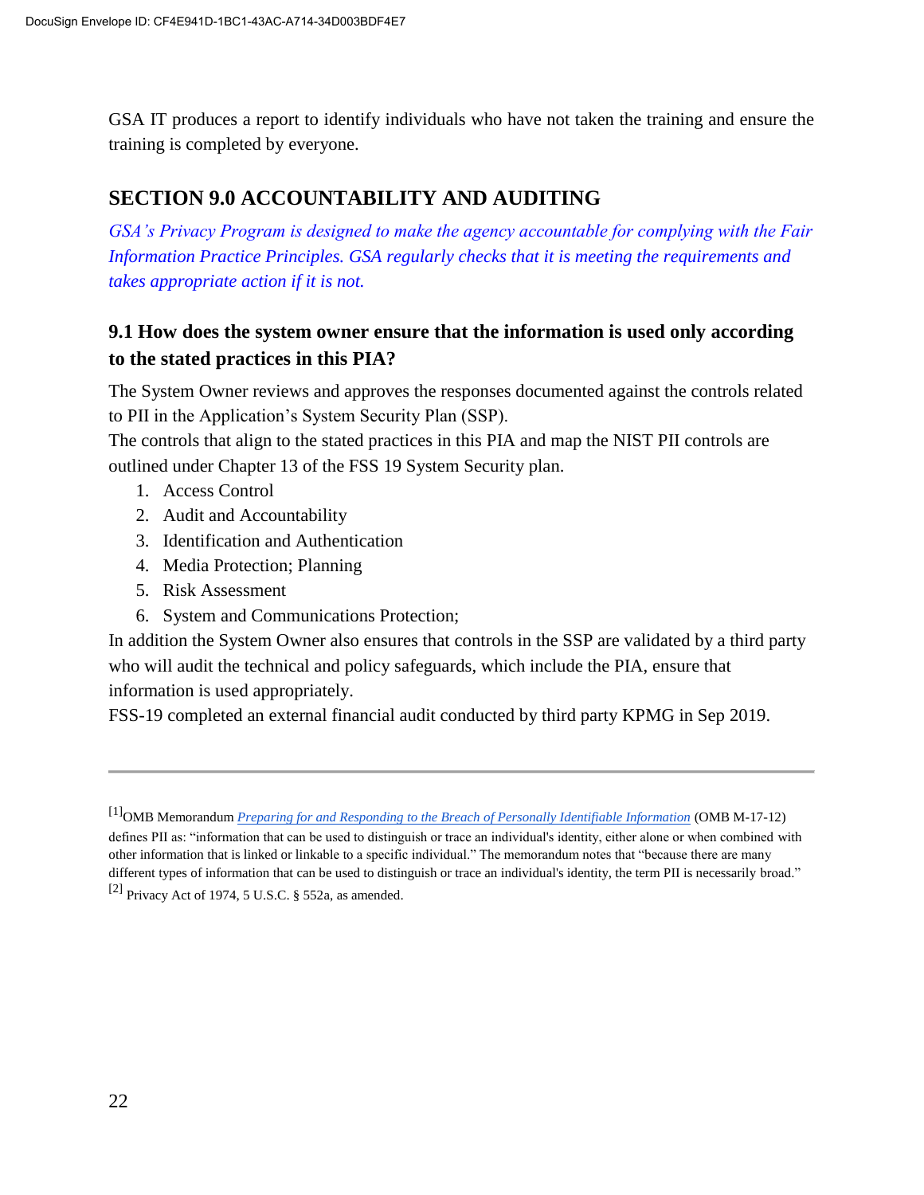GSA IT produces a report to identify individuals who have not taken the training and ensure the training is completed by everyone.

## SECTION 9.0 ACCOUNTABILITY AND AUDITING

*GSA's Privacy Program is designed to make the agency accountable for complying with the Fair Information Practice Principles. GSA regularly checks that it is meeting the requirements and takes appropriate action if it is not.*

### 9.1 How does the system owner ensure that the information is used only according to the stated practices in this PIA?

The System Owner reviews and approves the responses documented against the controls related to PII in the Application's System Security Plan (SSP).
The controls that align to the stated practices in this PIA and map the NIST PII controls are outlined under Chapter 13 of the FSS 19 System Security plan.

1. Access Control
2. Audit and Accountability
3. Identification and Authentication
4. Media Protection; Planning
5. Risk Assessment
6. System and Communications Protection;

In addition the System Owner also ensures that controls in the SSP are validated by a third party who will audit the technical and policy safeguards, which include the PIA, ensure that information is used appropriately.
FSS-19 completed an external financial audit conducted by third party KPMG in Sep 2019.

---

[1] OMB Memorandum *Preparing for and Responding to the Breach of Personally Identifiable Information* (OMB M-17-12) defines PII as: "information that can be used to distinguish or trace an individual's identity, either alone or when combined with other information that is linked or linkable to a specific individual." The memorandum notes that "because there are many different types of information that can be used to distinguish or trace an individual's identity, the term PII is necessarily broad."

[2] Privacy Act of 1974, 5 U.S.C. § 552a, as amended.